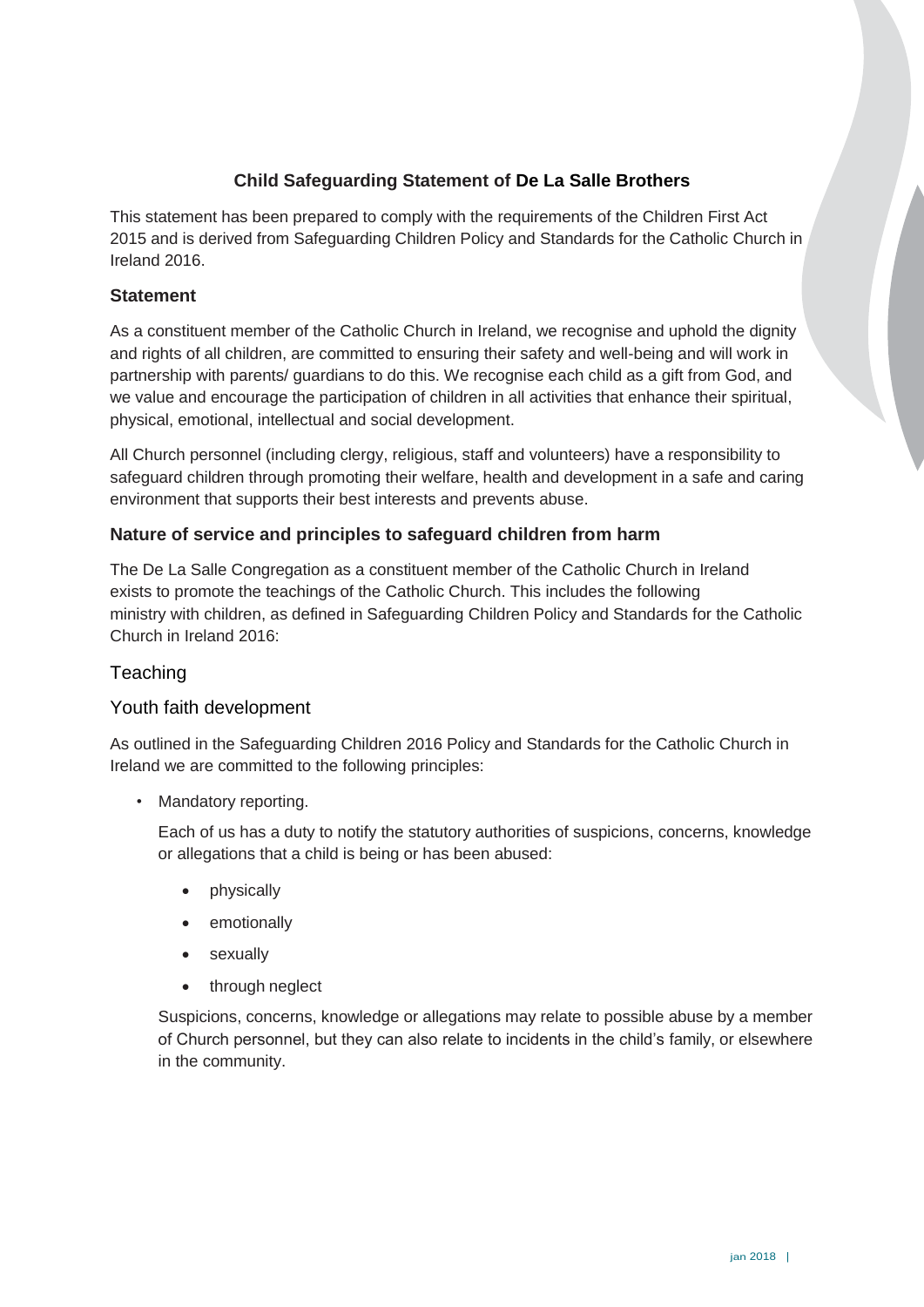# Child Safeguarding Statement of De La Salle Brothers

This statement has been prepared to comply with the requirements of the Children First Act 2015 and is derived from Safeguarding Children Policy and Standards for the Catholic Church in Ireland 2016.

## Statement

As a constituent member of the Catholic Church in Ireland, we recognise and uphold the dignity and rights of all children, are committed to ensuring their safety and well-being and will work in partnership with parents/ guardians to do this. We recognise each child as a gift from God, and we value and encourage the participation of children in all activities that enhance their spiritual, physical, emotional, intellectual and social development.

All Church personnel (including clergy, religious, staff and volunteers) have a responsibility to safeguard children through promoting their welfare, health and development in a safe and caring environment that supports their best interests and prevents abuse.

## Nature of service and principles to safeguard children from harm

The De La Salle Congregation as a constituent member of the Catholic Church in Ireland exists to promote the teachings of the Catholic Church. This includes the following ministry with children, as defined in Safeguarding Children Policy and Standards for the Catholic Church in Ireland 2016:

### Teaching

### Youth faith development

As outlined in the Safeguarding Children 2016 Policy and Standards for the Catholic Church in Ireland we are committed to the following principles:

- Mandatory reporting.

  Each of us has a duty to notify the statutory authorities of suspicions, concerns, knowledge or allegations that a child is being or has been abused:

  - physically
  - emotionally
  - sexually
  - through neglect

  Suspicions, concerns, knowledge or allegations may relate to possible abuse by a member of Church personnel, but they can also relate to incidents in the child's family, or elsewhere in the community.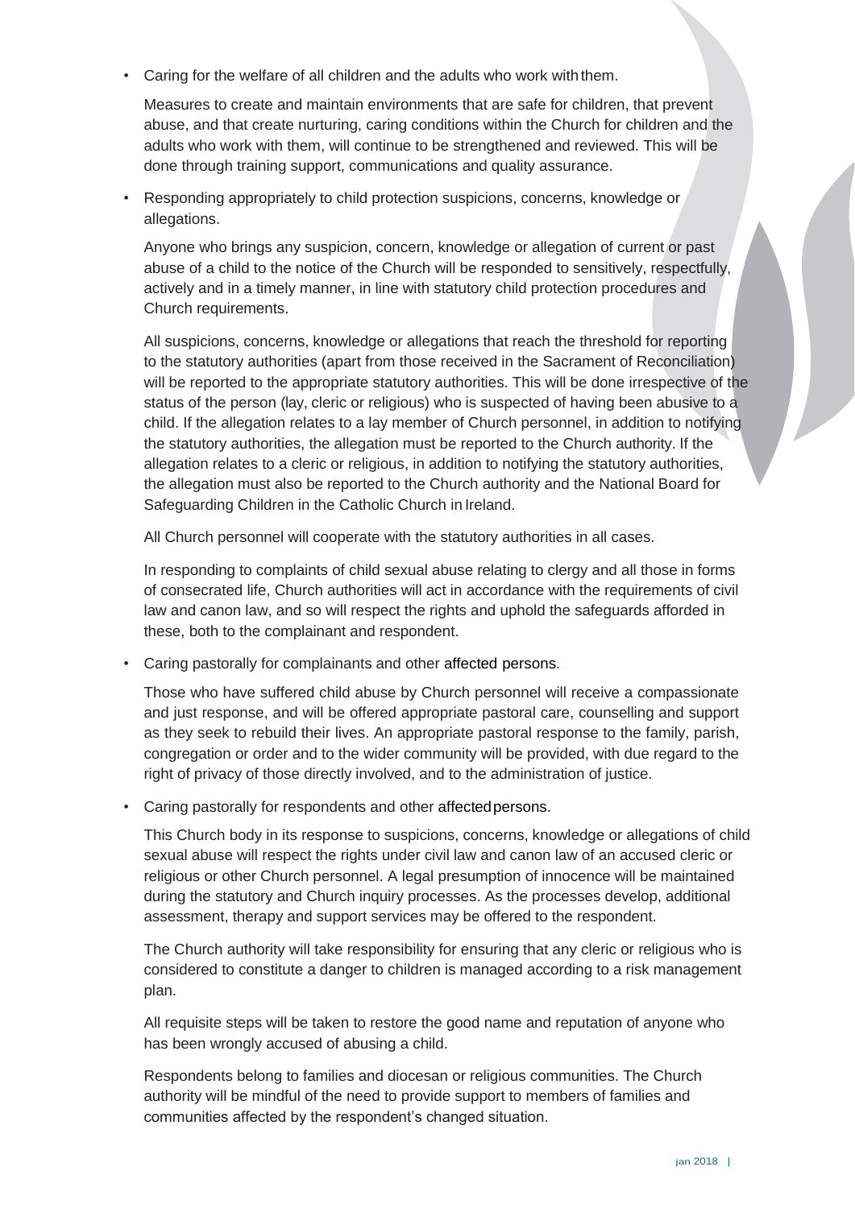- Caring for the welfare of all children and the adults who work with them.

  Measures to create and maintain environments that are safe for children, that prevent abuse, and that create nurturing, caring conditions within the Church for children and the adults who work with them, will continue to be strengthened and reviewed. This will be done through training support, communications and quality assurance.

- Responding appropriately to child protection suspicions, concerns, knowledge or allegations.

  Anyone who brings any suspicion, concern, knowledge or allegation of current or past abuse of a child to the notice of the Church will be responded to sensitively, respectfully, actively and in a timely manner, in line with statutory child protection procedures and Church requirements.

  All suspicions, concerns, knowledge or allegations that reach the threshold for reporting to the statutory authorities (apart from those received in the Sacrament of Reconciliation) will be reported to the appropriate statutory authorities. This will be done irrespective of the status of the person (lay, cleric or religious) who is suspected of having been abusive to a child. If the allegation relates to a lay member of Church personnel, in addition to notifying the statutory authorities, the allegation must be reported to the Church authority. If the allegation relates to a cleric or religious, in addition to notifying the statutory authorities, the allegation must also be reported to the Church authority and the National Board for Safeguarding Children in the Catholic Church in Ireland.

  All Church personnel will cooperate with the statutory authorities in all cases.

  In responding to complaints of child sexual abuse relating to clergy and all those in forms of consecrated life, Church authorities will act in accordance with the requirements of civil law and canon law, and so will respect the rights and uphold the safeguards afforded in these, both to the complainant and respondent.

- Caring pastorally for complainants and other affected persons.

  Those who have suffered child abuse by Church personnel will receive a compassionate and just response, and will be offered appropriate pastoral care, counselling and support as they seek to rebuild their lives. An appropriate pastoral response to the family, parish, congregation or order and to the wider community will be provided, with due regard to the right of privacy of those directly involved, and to the administration of justice.

- Caring pastorally for respondents and other affected persons.

  This Church body in its response to suspicions, concerns, knowledge or allegations of child sexual abuse will respect the rights under civil law and canon law of an accused cleric or religious or other Church personnel. A legal presumption of innocence will be maintained during the statutory and Church inquiry processes. As the processes develop, additional assessment, therapy and support services may be offered to the respondent.

  The Church authority will take responsibility for ensuring that any cleric or religious who is considered to constitute a danger to children is managed according to a risk management plan.

  All requisite steps will be taken to restore the good name and reputation of anyone who has been wrongly accused of abusing a child.

  Respondents belong to families and diocesan or religious communities. The Church authority will be mindful of the need to provide support to members of families and communities affected by the respondent's changed situation.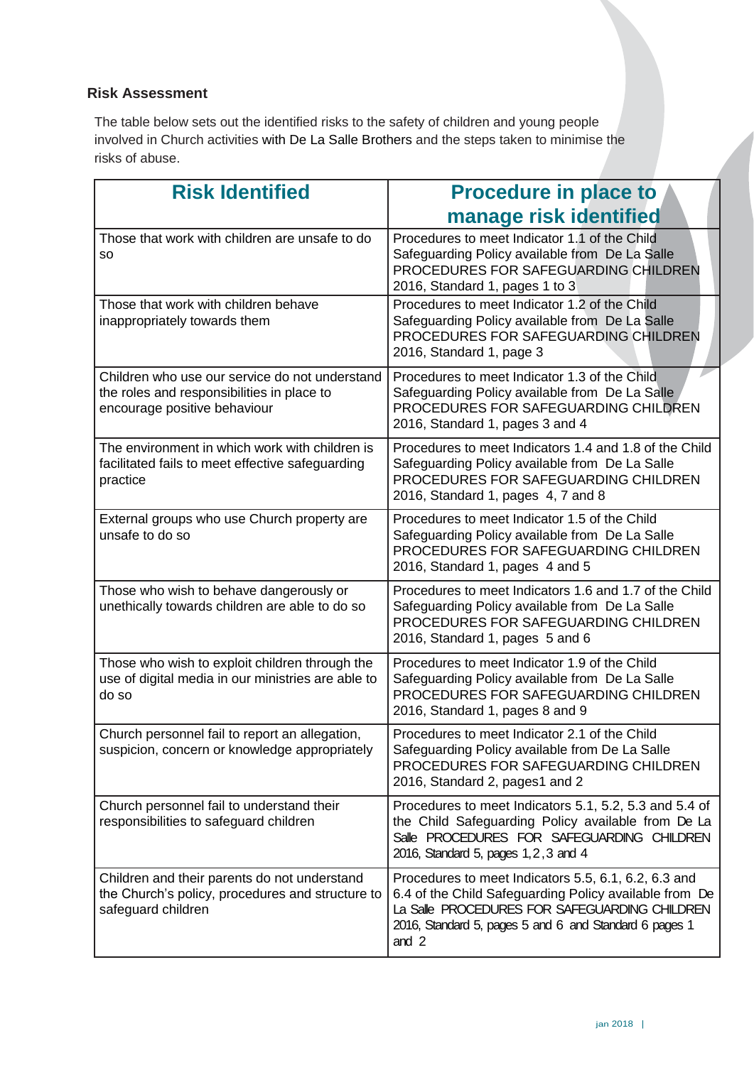## Risk Assessment

The table below sets out the identified risks to the safety of children and young people involved in Church activities with De La Salle Brothers and the steps taken to minimise the risks of abuse.

| Risk Identified | Procedure in place to manage risk identified |
|---|---|
| Those that work with children are unsafe to do so | Procedures to meet Indicator 1.1 of the Child Safeguarding Policy available from De La Salle PROCEDURES FOR SAFEGUARDING CHILDREN 2016, Standard 1, pages 1 to 3 |
| Those that work with children behave inappropriately towards them | Procedures to meet Indicator 1.2 of the Child Safeguarding Policy available from De La Salle PROCEDURES FOR SAFEGUARDING CHILDREN 2016, Standard 1, page 3 |
| Children who use our service do not understand the roles and responsibilities in place to encourage positive behaviour | Procedures to meet Indicator 1.3 of the Child Safeguarding Policy available from De La Salle PROCEDURES FOR SAFEGUARDING CHILDREN 2016, Standard 1, pages 3 and 4 |
| The environment in which work with children is facilitated fails to meet effective safeguarding practice | Procedures to meet Indicators 1.4 and 1.8 of the Child Safeguarding Policy available from De La Salle PROCEDURES FOR SAFEGUARDING CHILDREN 2016, Standard 1, pages 4, 7 and 8 |
| External groups who use Church property are unsafe to do so | Procedures to meet Indicator 1.5 of the Child Safeguarding Policy available from De La Salle PROCEDURES FOR SAFEGUARDING CHILDREN 2016, Standard 1, pages 4 and 5 |
| Those who wish to behave dangerously or unethically towards children are able to do so | Procedures to meet Indicators 1.6 and 1.7 of the Child Safeguarding Policy available from De La Salle PROCEDURES FOR SAFEGUARDING CHILDREN 2016, Standard 1, pages 5 and 6 |
| Those who wish to exploit children through the use of digital media in our ministries are able to do so | Procedures to meet Indicator 1.9 of the Child Safeguarding Policy available from De La Salle PROCEDURES FOR SAFEGUARDING CHILDREN 2016, Standard 1, pages 8 and 9 |
| Church personnel fail to report an allegation, suspicion, concern or knowledge appropriately | Procedures to meet Indicator 2.1 of the Child Safeguarding Policy available from De La Salle PROCEDURES FOR SAFEGUARDING CHILDREN 2016, Standard 2, pages1 and 2 |
| Church personnel fail to understand their responsibilities to safeguard children | Procedures to meet Indicators 5.1, 5.2, 5.3 and 5.4 of the Child Safeguarding Policy available from De La Salle PROCEDURES FOR SAFEGUARDING CHILDREN 2016, Standard 5, pages 1,2,3 and 4 |
| Children and their parents do not understand the Church's policy, procedures and structure to safeguard children | Procedures to meet Indicators 5.5, 6.1, 6.2, 6.3 and 6.4 of the Child Safeguarding Policy available from De La Salle PROCEDURES FOR SAFEGUARDING CHILDREN 2016, Standard 5, pages 5 and 6 and Standard 6 pages 1 and 2 |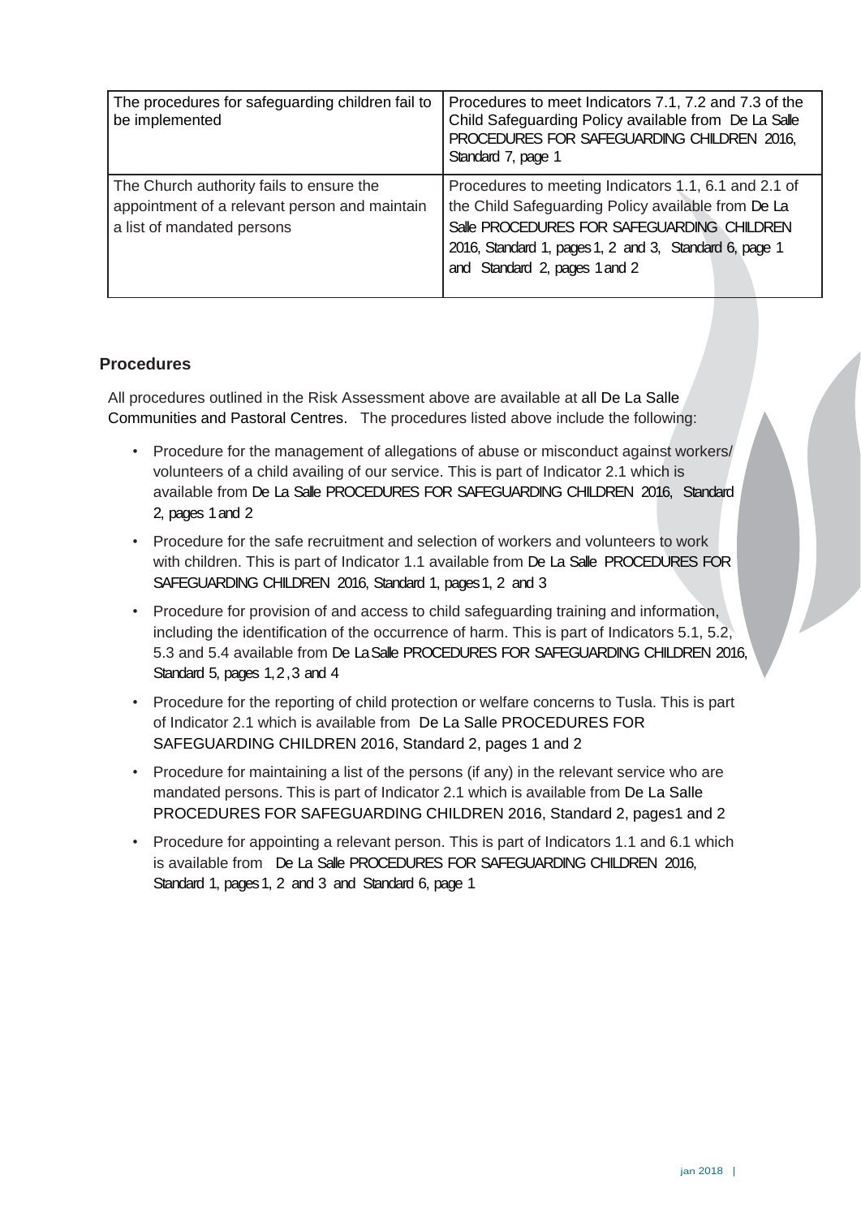| The procedures for safeguarding children fail to be implemented | Procedures to meet Indicators 7.1, 7.2 and 7.3 of the Child Safeguarding Policy available from De La Salle PROCEDURES FOR SAFEGUARDING CHILDREN 2016, Standard 7, page 1 |
|---|---|
| The Church authority fails to ensure the appointment of a relevant person and maintain a list of mandated persons | Procedures to meeting Indicators 1.1, 6.1 and 2.1 of the Child Safeguarding Policy available from De La Salle PROCEDURES FOR SAFEGUARDING CHILDREN 2016, Standard 1, pages 1, 2 and 3, Standard 6, page 1 and Standard 2, pages 1 and 2 |

## Procedures

All procedures outlined in the Risk Assessment above are available at all De La Salle Communities and Pastoral Centres. The procedures listed above include the following:

- Procedure for the management of allegations of abuse or misconduct against workers/ volunteers of a child availing of our service. This is part of Indicator 2.1 which is available from De La Salle PROCEDURES FOR SAFEGUARDING CHILDREN 2016, Standard 2, pages 1 and 2
- Procedure for the safe recruitment and selection of workers and volunteers to work with children. This is part of Indicator 1.1 available from De La Salle PROCEDURES FOR SAFEGUARDING CHILDREN 2016, Standard 1, pages 1, 2 and 3
- Procedure for provision of and access to child safeguarding training and information, including the identification of the occurrence of harm. This is part of Indicators 5.1, 5.2, 5.3 and 5.4 available from De La Salle PROCEDURES FOR SAFEGUARDING CHILDREN 2016, Standard 5, pages 1, 2 , 3 and 4
- Procedure for the reporting of child protection or welfare concerns to Tusla. This is part of Indicator 2.1 which is available from De La Salle PROCEDURES FOR SAFEGUARDING CHILDREN 2016, Standard 2, pages 1 and 2
- Procedure for maintaining a list of the persons (if any) in the relevant service who are mandated persons. This is part of Indicator 2.1 which is available from De La Salle PROCEDURES FOR SAFEGUARDING CHILDREN 2016, Standard 2, pages1 and 2
- Procedure for appointing a relevant person. This is part of Indicators 1.1 and 6.1 which is available from De La Salle PROCEDURES FOR SAFEGUARDING CHILDREN 2016, Standard 1, pages 1, 2 and 3 and Standard 6, page 1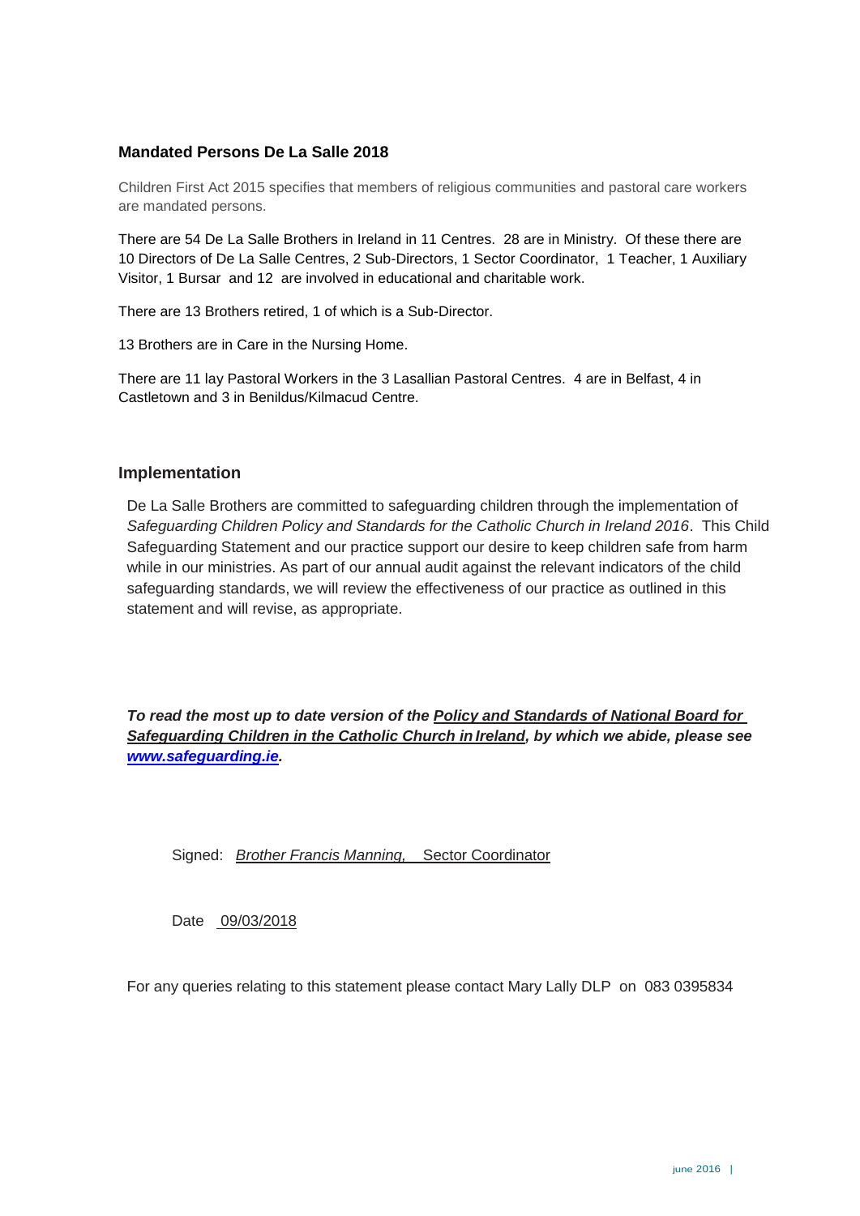### Mandated Persons De La Salle 2018

Children First Act 2015 specifies that members of religious communities and pastoral care workers are mandated persons.

There are 54 De La Salle Brothers in Ireland in 11 Centres. 28 are in Ministry. Of these there are 10 Directors of De La Salle Centres, 2 Sub-Directors, 1 Sector Coordinator, 1 Teacher, 1 Auxiliary Visitor, 1 Bursar and 12 are involved in educational and charitable work.

There are 13 Brothers retired, 1 of which is a Sub-Director.

13 Brothers are in Care in the Nursing Home.

There are 11 lay Pastoral Workers in the 3 Lasallian Pastoral Centres. 4 are in Belfast, 4 in Castletown and 3 in Benildus/Kilmacud Centre.

### Implementation

De La Salle Brothers are committed to safeguarding children through the implementation of *Safeguarding Children Policy and Standards for the Catholic Church in Ireland 2016*. This Child Safeguarding Statement and our practice support our desire to keep children safe from harm while in our ministries. As part of our annual audit against the relevant indicators of the child safeguarding standards, we will review the effectiveness of our practice as outlined in this statement and will revise, as appropriate.

***To read the most up to date version of the Policy and Standards of National Board for Safeguarding Children in the Catholic Church in Ireland, by which we abide, please see www.safeguarding.ie.***

Signed: *Brother Francis Manning,* Sector Coordinator

Date 09/03/2018

For any queries relating to this statement please contact Mary Lally DLP on 083 0395834